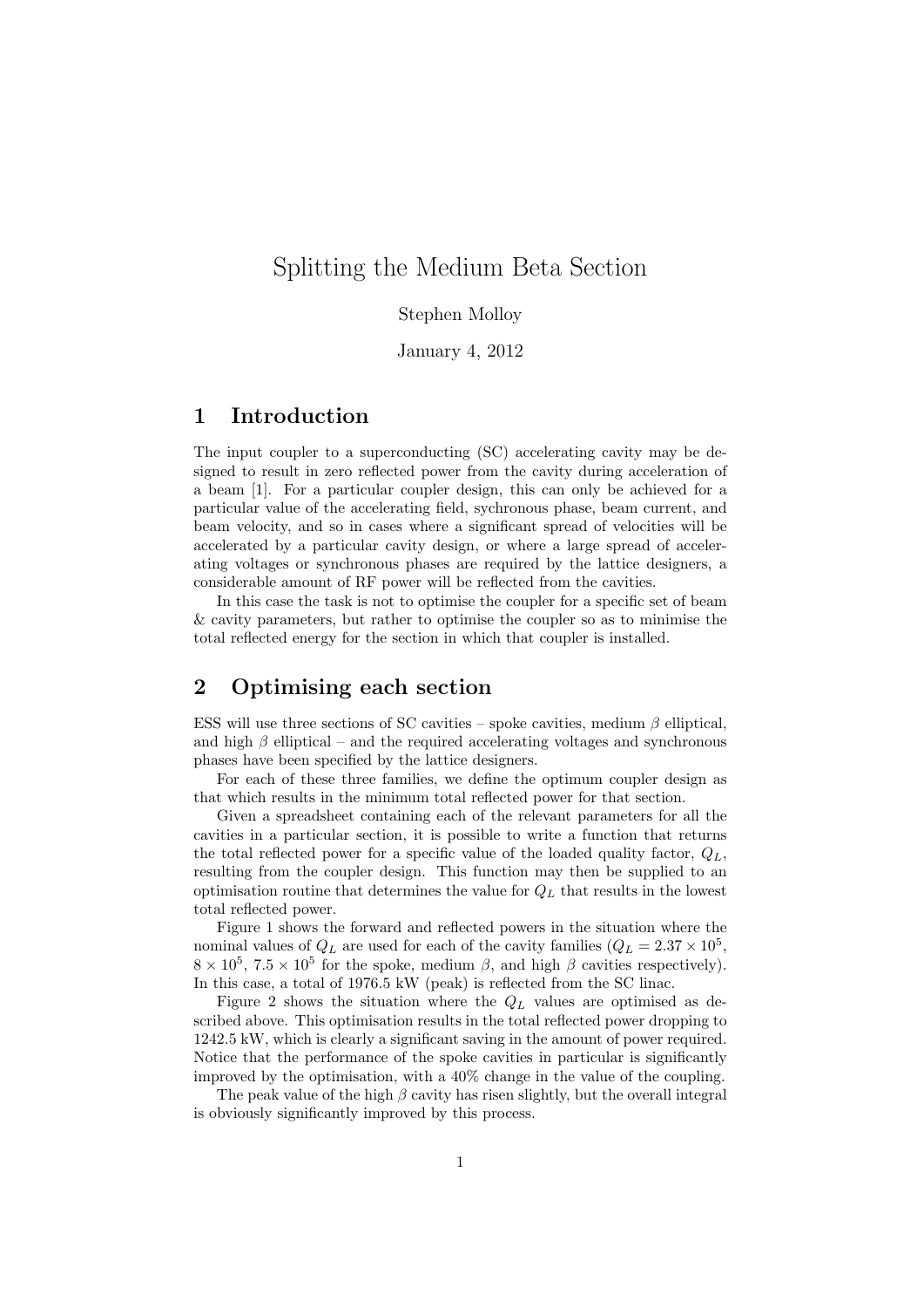# Splitting the Medium Beta Section

Stephen Molloy

January 4, 2012

## 1 Introduction

The input coupler to a superconducting (SC) accelerating cavity may be designed to result in zero reflected power from the cavity during acceleration of a beam [1]. For a particular coupler design, this can only be achieved for a particular value of the accelerating field, sychronous phase, beam current, and beam velocity, and so in cases where a significant spread of velocities will be accelerated by a particular cavity design, or where a large spread of accelerating voltages or synchronous phases are required by the lattice designers, a considerable amount of RF power will be reflected from the cavities.

In this case the task is not to optimise the coupler for a specific set of beam & cavity parameters, but rather to optimise the coupler so as to minimise the total reflected energy for the section in which that coupler is installed.

## 2 Optimising each section

ESS will use three sections of SC cavities – spoke cavities, medium $\beta$ elliptical, and high $\beta$ elliptical – and the required accelerating voltages and synchronous phases have been specified by the lattice designers.

For each of these three families, we define the optimum coupler design as that which results in the minimum total reflected power for that section.

Given a spreadsheet containing each of the relevant parameters for all the cavities in a particular section, it is possible to write a function that returns the total reflected power for a specific value of the loaded quality factor, $Q_L$, resulting from the coupler design. This function may then be supplied to an optimisation routine that determines the value for $Q_L$ that results in the lowest total reflected power.

Figure 1 shows the forward and reflected powers in the situation where the nominal values of $Q_L$ are used for each of the cavity families ($Q_L = 2.37 \times 10^5$, $8 \times 10^5$, $7.5 \times 10^5$ for the spoke, medium $\beta$, and high $\beta$ cavities respectively). In this case, a total of 1976.5 kW (peak) is reflected from the SC linac.

Figure 2 shows the situation where the $Q_L$ values are optimised as described above. This optimisation results in the total reflected power dropping to 1242.5 kW, which is clearly a significant saving in the amount of power required. Notice that the performance of the spoke cavities in particular is significantly improved by the optimisation, with a 40% change in the value of the coupling.

The peak value of the high $\beta$ cavity has risen slightly, but the overall integral is obviously significantly improved by this process.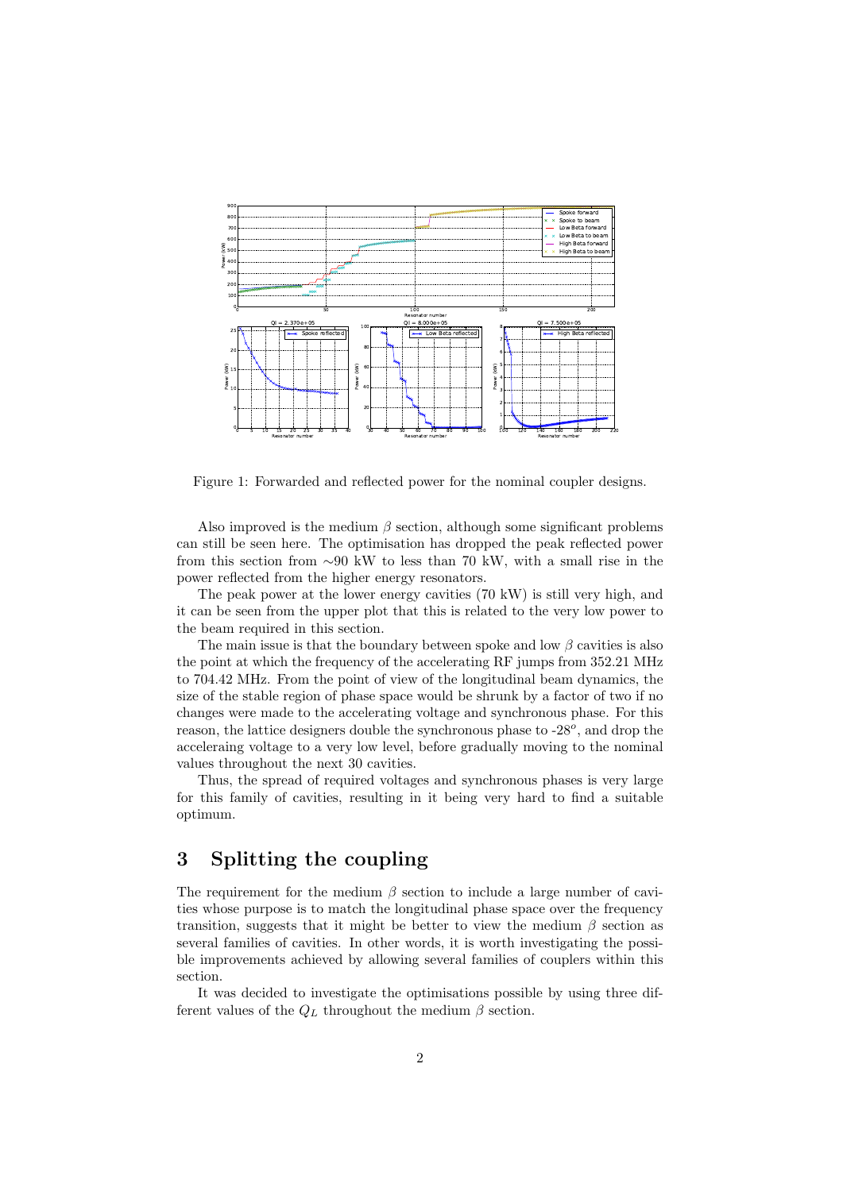Figure 1: Forwarded and reflected power for the nominal coupler designs.

Also improved is the medium $\beta$ section, although some significant problems can still be seen here. The optimisation has dropped the peak reflected power from this section from $\sim$90 kW to less than 70 kW, with a small rise in the power reflected from the higher energy resonators.

The peak power at the lower energy cavities (70 kW) is still very high, and it can be seen from the upper plot that this is related to the very low power to the beam required in this section.

The main issue is that the boundary between spoke and low $\beta$ cavities is also the point at which the frequency of the accelerating RF jumps from 352.21 MHz to 704.42 MHz. From the point of view of the longitudinal beam dynamics, the size of the stable region of phase space would be shrunk by a factor of two if no changes were made to the accelerating voltage and synchronous phase. For this reason, the lattice designers double the synchronous phase to -28$^o$, and drop the acceleraing voltage to a very low level, before gradually moving to the nominal values throughout the next 30 cavities.

Thus, the spread of required voltages and synchronous phases is very large for this family of cavities, resulting in it being very hard to find a suitable optimum.

## 3 Splitting the coupling

The requirement for the medium $\beta$ section to include a large number of cavities whose purpose is to match the longitudinal phase space over the frequency transition, suggests that it might be better to view the medium $\beta$ section as several families of cavities. In other words, it is worth investigating the possible improvements achieved by allowing several families of couplers within this section.

It was decided to investigate the optimisations possible by using three different values of the $Q_L$ throughout the medium $\beta$ section.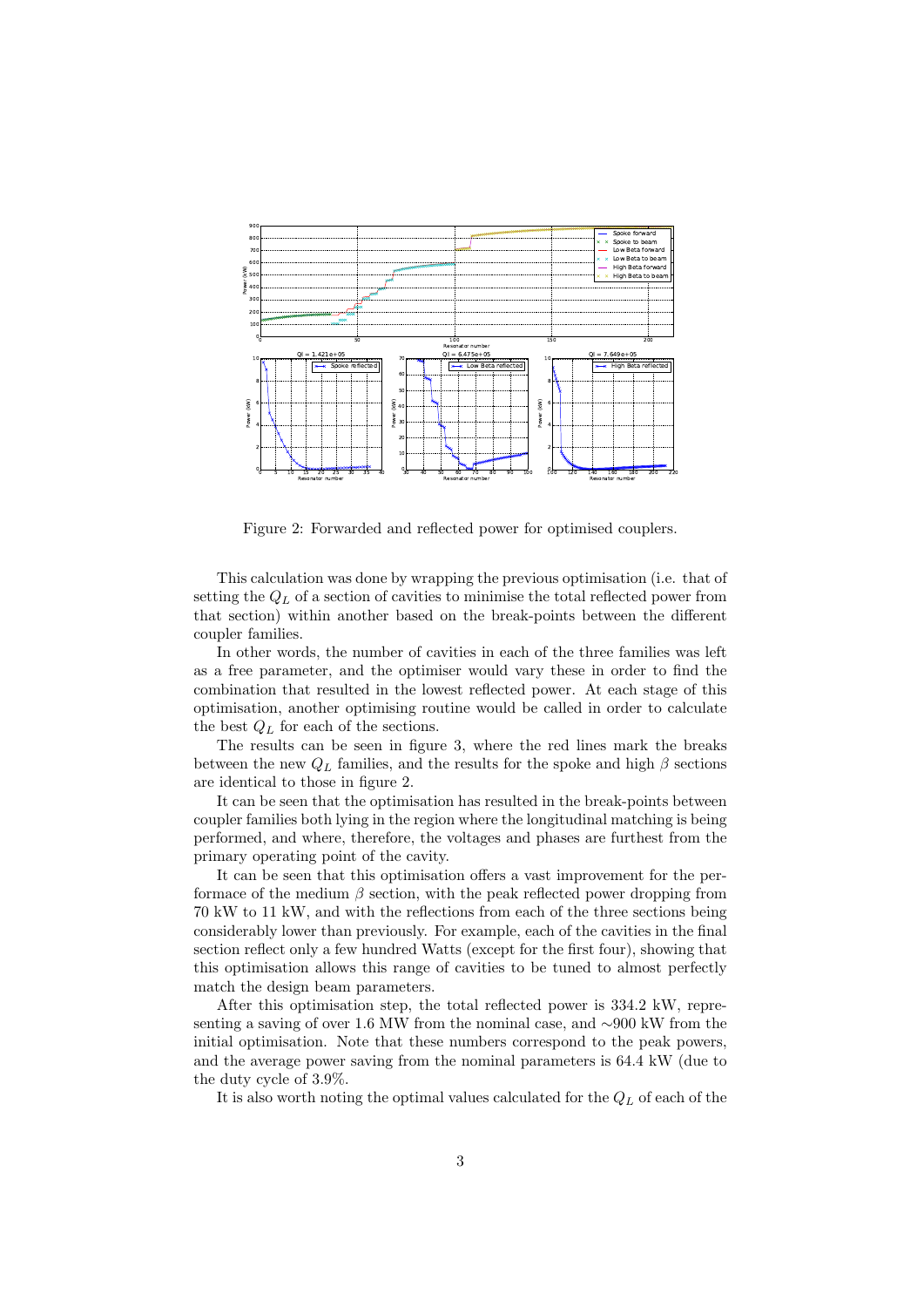Figure 2: Forwarded and reflected power for optimised couplers.

This calculation was done by wrapping the previous optimisation (i.e. that of setting the $Q_L$ of a section of cavities to minimise the total reflected power from that section) within another based on the break-points between the different coupler families.

In other words, the number of cavities in each of the three families was left as a free parameter, and the optimiser would vary these in order to find the combination that resulted in the lowest reflected power. At each stage of this optimisation, another optimising routine would be called in order to calculate the best $Q_L$ for each of the sections.

The results can be seen in figure 3, where the red lines mark the breaks between the new $Q_L$ families, and the results for the spoke and high $\beta$ sections are identical to those in figure 2.

It can be seen that the optimisation has resulted in the break-points between coupler families both lying in the region where the longitudinal matching is being performed, and where, therefore, the voltages and phases are furthest from the primary operating point of the cavity.

It can be seen that this optimisation offers a vast improvement for the performace of the medium $\beta$ section, with the peak reflected power dropping from 70 kW to 11 kW, and with the reflections from each of the three sections being considerably lower than previously. For example, each of the cavities in the final section reflect only a few hundred Watts (except for the first four), showing that this optimisation allows this range of cavities to be tuned to almost perfectly match the design beam parameters.

After this optimisation step, the total reflected power is 334.2 kW, representing a saving of over 1.6 MW from the nominal case, and $\sim$900 kW from the initial optimisation. Note that these numbers correspond to the peak powers, and the average power saving from the nominal parameters is 64.4 kW (due to the duty cycle of 3.9%.

It is also worth noting the optimal values calculated for the $Q_L$ of each of the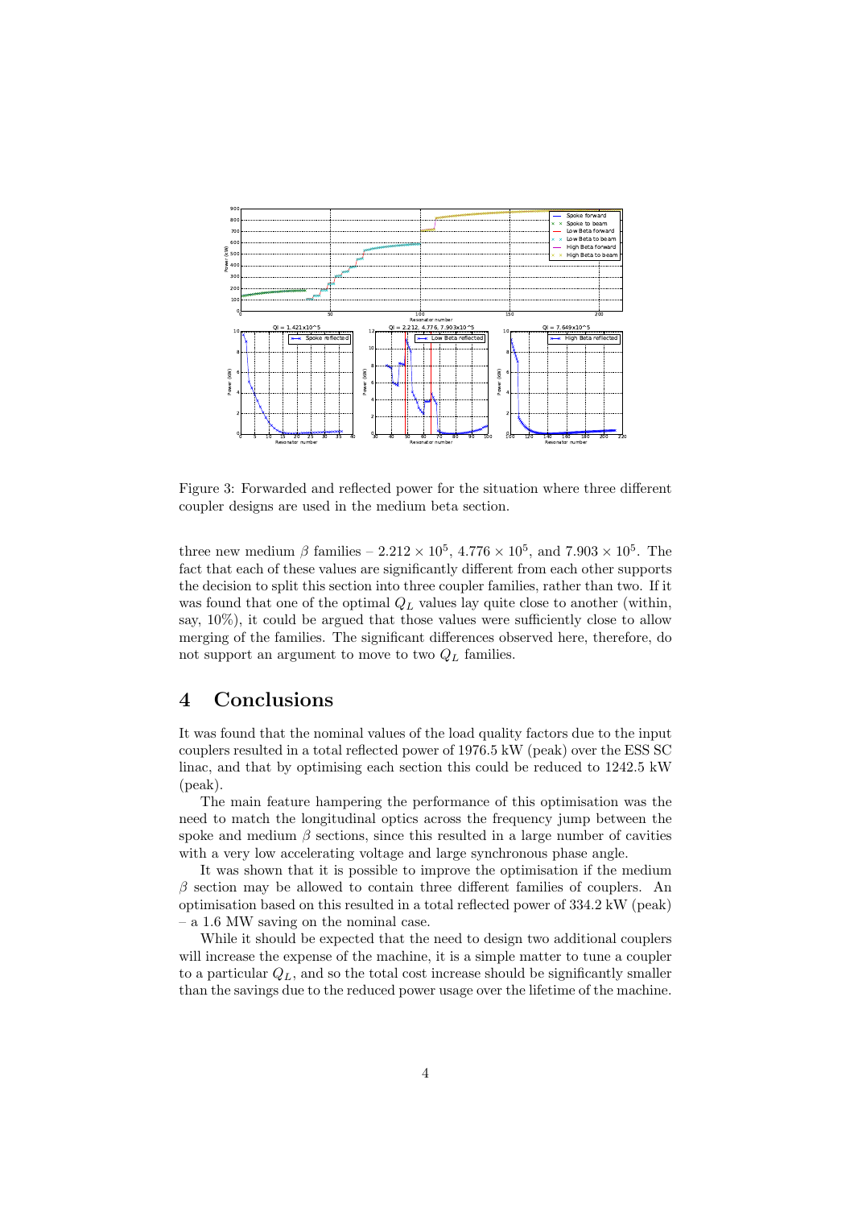Figure 3: Forwarded and reflected power for the situation where three different coupler designs are used in the medium beta section.

three new medium $\beta$ families – $2.212 \times 10^5$, $4.776 \times 10^5$, and $7.903 \times 10^5$. The fact that each of these values are significantly different from each other supports the decision to split this section into three coupler families, rather than two. If it was found that one of the optimal $Q_L$ values lay quite close to another (within, say, 10%), it could be argued that those values were sufficiently close to allow merging of the families. The significant differences observed here, therefore, do not support an argument to move to two $Q_L$ families.

# 4 Conclusions

It was found that the nominal values of the load quality factors due to the input couplers resulted in a total reflected power of 1976.5 kW (peak) over the ESS SC linac, and that by optimising each section this could be reduced to 1242.5 kW (peak).

The main feature hampering the performance of this optimisation was the need to match the longitudinal optics across the frequency jump between the spoke and medium $\beta$ sections, since this resulted in a large number of cavities with a very low accelerating voltage and large synchronous phase angle.

It was shown that it is possible to improve the optimisation if the medium $\beta$ section may be allowed to contain three different families of couplers. An optimisation based on this resulted in a total reflected power of 334.2 kW (peak) – a 1.6 MW saving on the nominal case.

While it should be expected that the need to design two additional couplers will increase the expense of the machine, it is a simple matter to tune a coupler to a particular $Q_L$, and so the total cost increase should be significantly smaller than the savings due to the reduced power usage over the lifetime of the machine.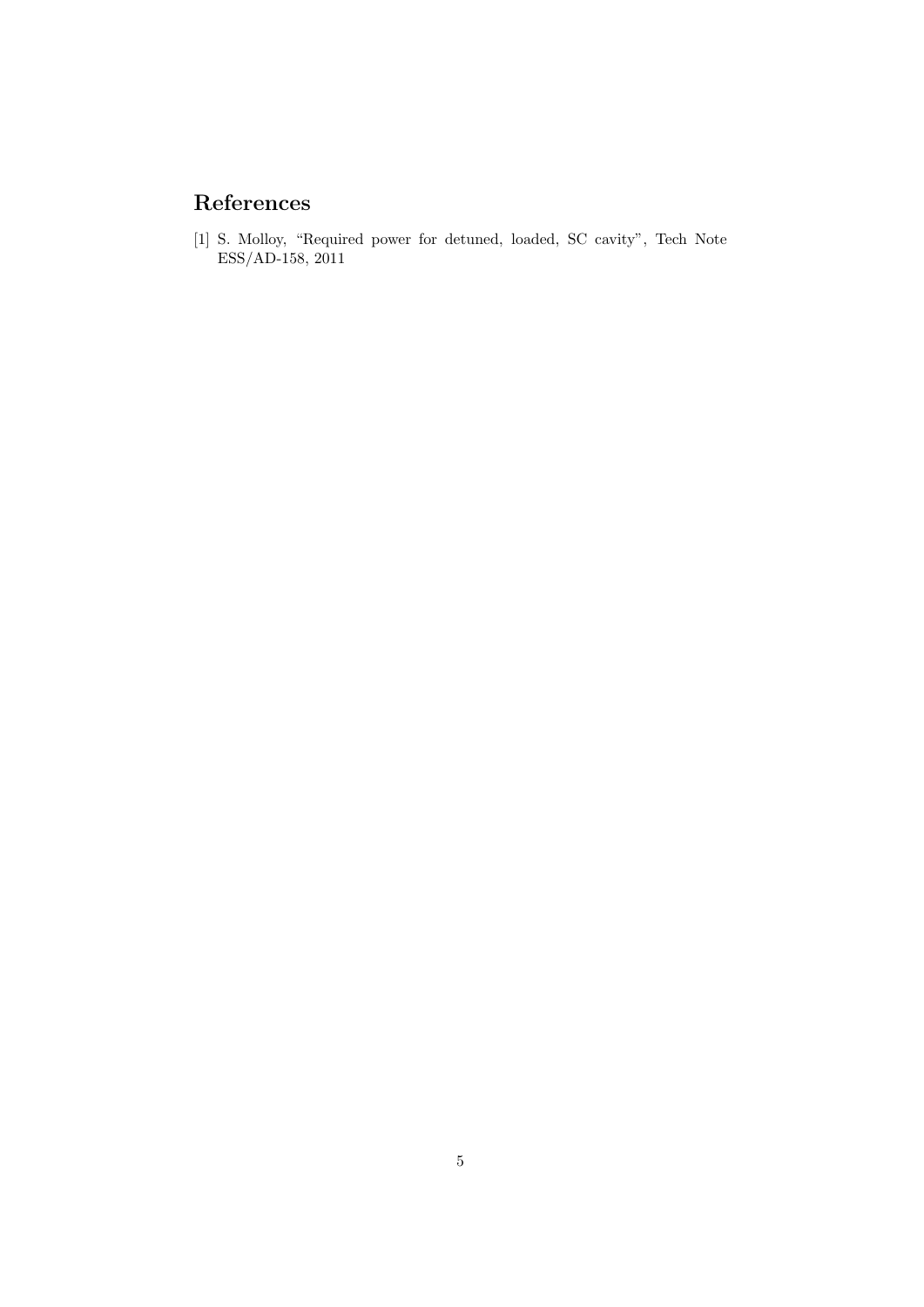# References

[1] S. Molloy, "Required power for detuned, loaded, SC cavity", Tech Note ESS/AD-158, 2011